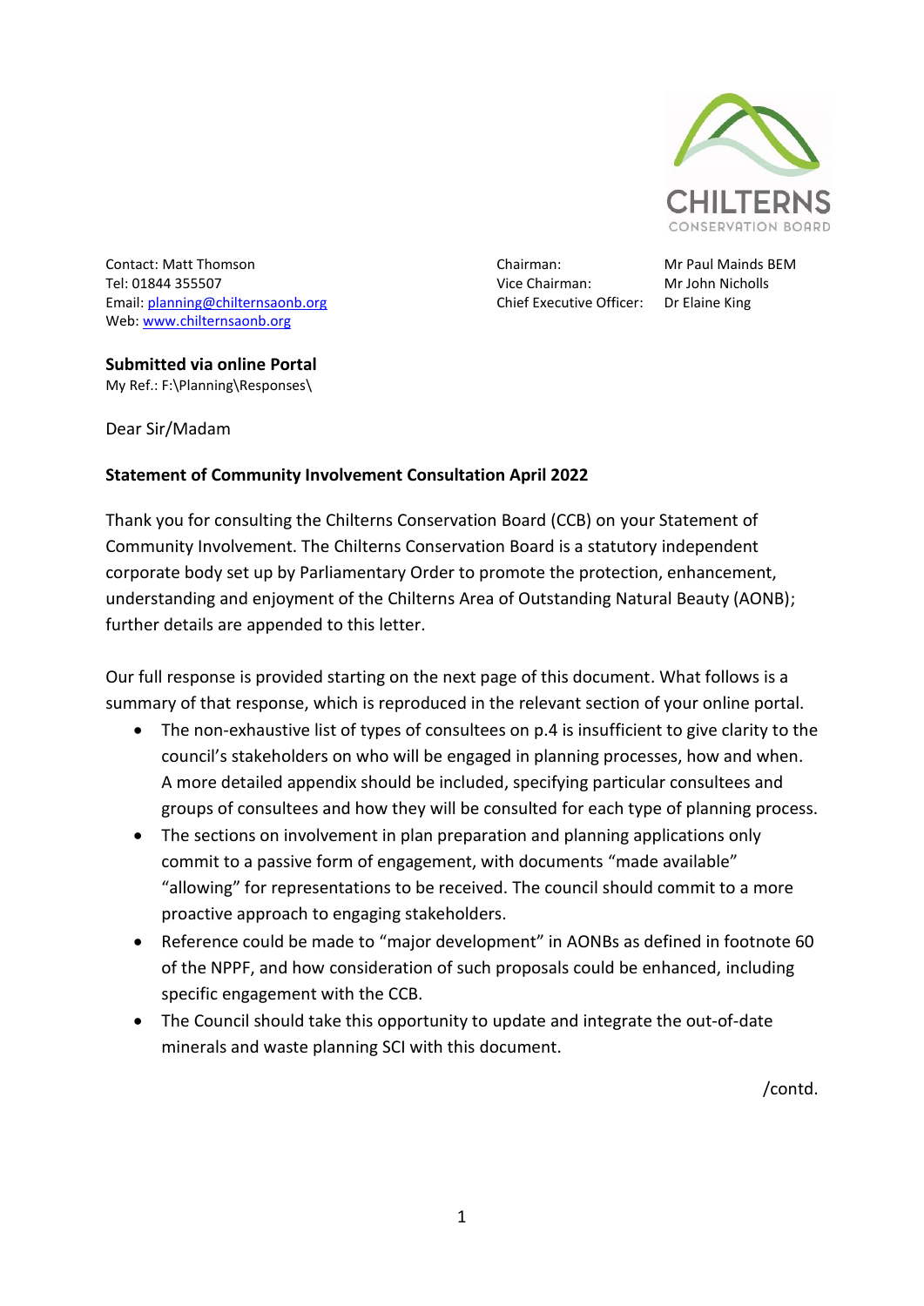CHILTERNS CONSERVATION BOARD

Contact: Matt Thomson
Tel: 01844 355507
Email: planning@chilternsaonb.org
Web: www.chilternsaonb.org

| | |
|---|---|
| Chairman: | Mr Paul Mainds BEM |
| Vice Chairman: | Mr John Nicholls |
| Chief Executive Officer: | Dr Elaine King |

**Submitted via online Portal**
My Ref.: F:\Planning\Responses\

Dear Sir/Madam

**Statement of Community Involvement Consultation April 2022**

Thank you for consulting the Chilterns Conservation Board (CCB) on your Statement of Community Involvement. The Chilterns Conservation Board is a statutory independent corporate body set up by Parliamentary Order to promote the protection, enhancement, understanding and enjoyment of the Chilterns Area of Outstanding Natural Beauty (AONB); further details are appended to this letter.

Our full response is provided starting on the next page of this document. What follows is a summary of that response, which is reproduced in the relevant section of your online portal.

- The non-exhaustive list of types of consultees on p.4 is insufficient to give clarity to the council's stakeholders on who will be engaged in planning processes, how and when. A more detailed appendix should be included, specifying particular consultees and groups of consultees and how they will be consulted for each type of planning process.
- The sections on involvement in plan preparation and planning applications only commit to a passive form of engagement, with documents "made available" "allowing" for representations to be received. The council should commit to a more proactive approach to engaging stakeholders.
- Reference could be made to "major development" in AONBs as defined in footnote 60 of the NPPF, and how consideration of such proposals could be enhanced, including specific engagement with the CCB.
- The Council should take this opportunity to update and integrate the out-of-date minerals and waste planning SCI with this document.

/contd.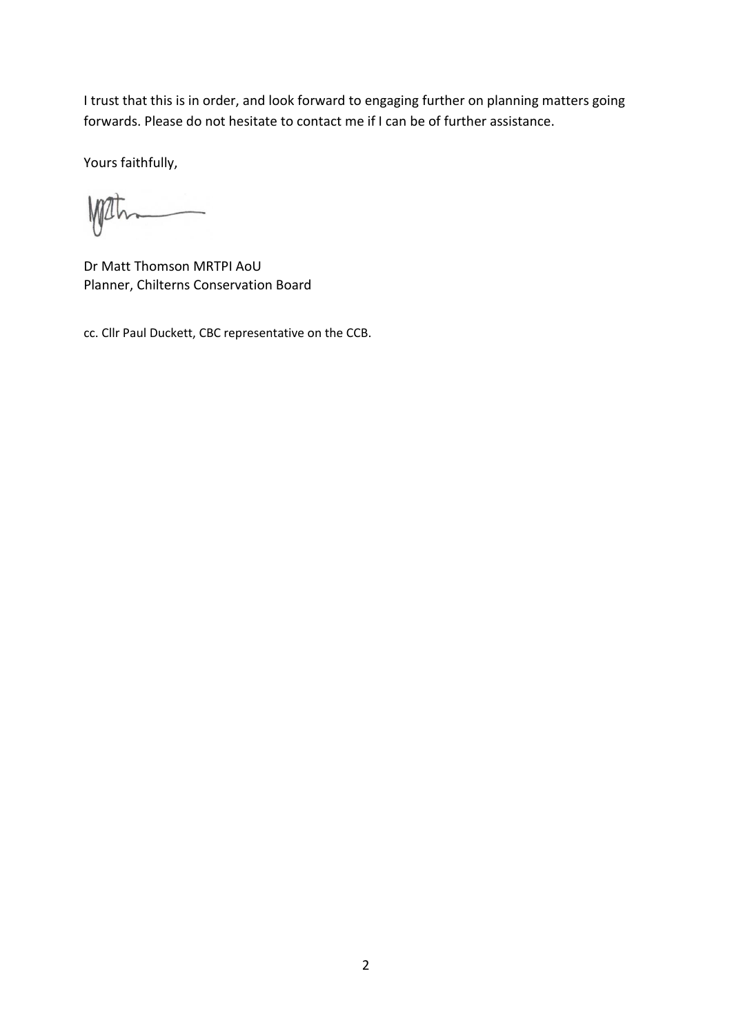I trust that this is in order, and look forward to engaging further on planning matters going forwards. Please do not hesitate to contact me if I can be of further assistance.

Yours faithfully,

Dr Matt Thomson MRTPI AoU
Planner, Chilterns Conservation Board

cc. Cllr Paul Duckett, CBC representative on the CCB.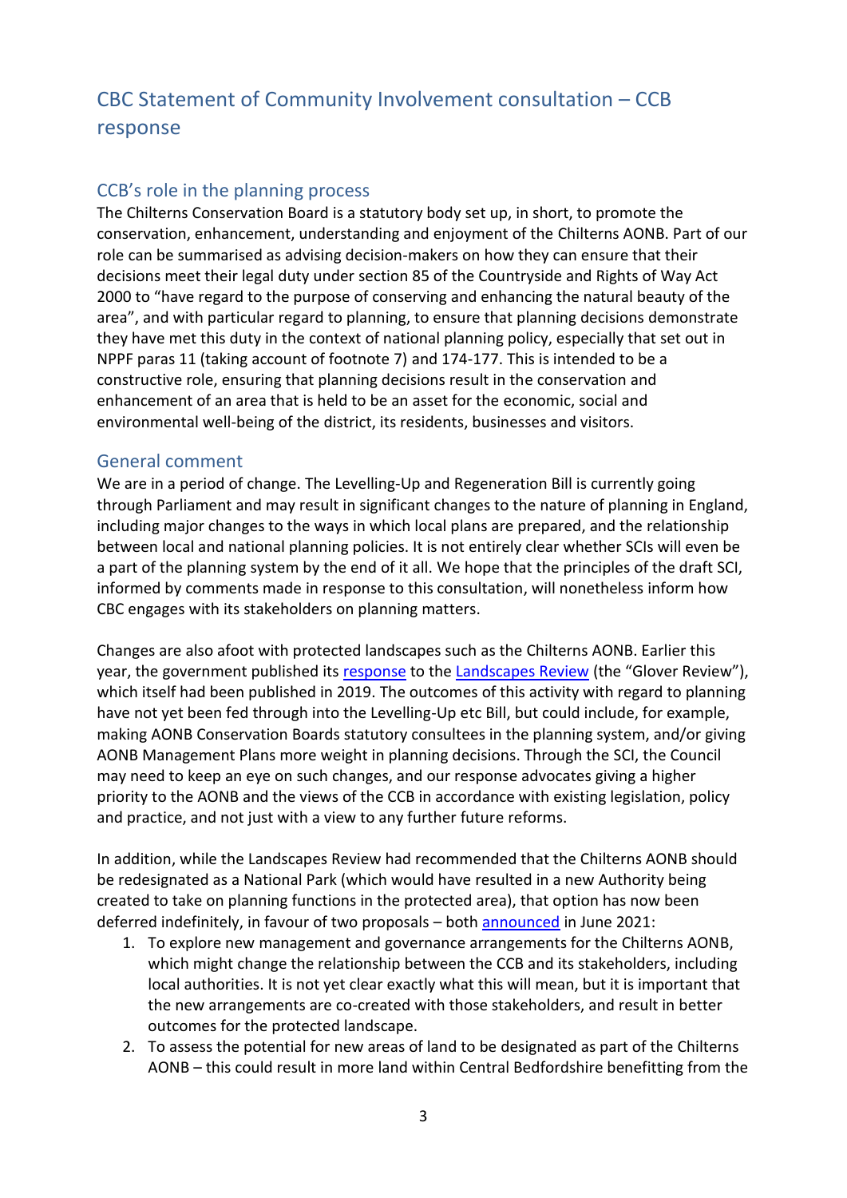# CBC Statement of Community Involvement consultation – CCB response

## CCB's role in the planning process

The Chilterns Conservation Board is a statutory body set up, in short, to promote the conservation, enhancement, understanding and enjoyment of the Chilterns AONB. Part of our role can be summarised as advising decision-makers on how they can ensure that their decisions meet their legal duty under section 85 of the Countryside and Rights of Way Act 2000 to "have regard to the purpose of conserving and enhancing the natural beauty of the area", and with particular regard to planning, to ensure that planning decisions demonstrate they have met this duty in the context of national planning policy, especially that set out in NPPF paras 11 (taking account of footnote 7) and 174-177. This is intended to be a constructive role, ensuring that planning decisions result in the conservation and enhancement of an area that is held to be an asset for the economic, social and environmental well-being of the district, its residents, businesses and visitors.

## General comment

We are in a period of change. The Levelling-Up and Regeneration Bill is currently going through Parliament and may result in significant changes to the nature of planning in England, including major changes to the ways in which local plans are prepared, and the relationship between local and national planning policies. It is not entirely clear whether SCIs will even be a part of the planning system by the end of it all. We hope that the principles of the draft SCI, informed by comments made in response to this consultation, will nonetheless inform how CBC engages with its stakeholders on planning matters.

Changes are also afoot with protected landscapes such as the Chilterns AONB. Earlier this year, the government published its response to the Landscapes Review (the "Glover Review"), which itself had been published in 2019. The outcomes of this activity with regard to planning have not yet been fed through into the Levelling-Up etc Bill, but could include, for example, making AONB Conservation Boards statutory consultees in the planning system, and/or giving AONB Management Plans more weight in planning decisions. Through the SCI, the Council may need to keep an eye on such changes, and our response advocates giving a higher priority to the AONB and the views of the CCB in accordance with existing legislation, policy and practice, and not just with a view to any further future reforms.

In addition, while the Landscapes Review had recommended that the Chilterns AONB should be redesignated as a National Park (which would have resulted in a new Authority being created to take on planning functions in the protected area), that option has now been deferred indefinitely, in favour of two proposals – both announced in June 2021:

1. To explore new management and governance arrangements for the Chilterns AONB, which might change the relationship between the CCB and its stakeholders, including local authorities. It is not yet clear exactly what this will mean, but it is important that the new arrangements are co-created with those stakeholders, and result in better outcomes for the protected landscape.
2. To assess the potential for new areas of land to be designated as part of the Chilterns AONB – this could result in more land within Central Bedfordshire benefitting from the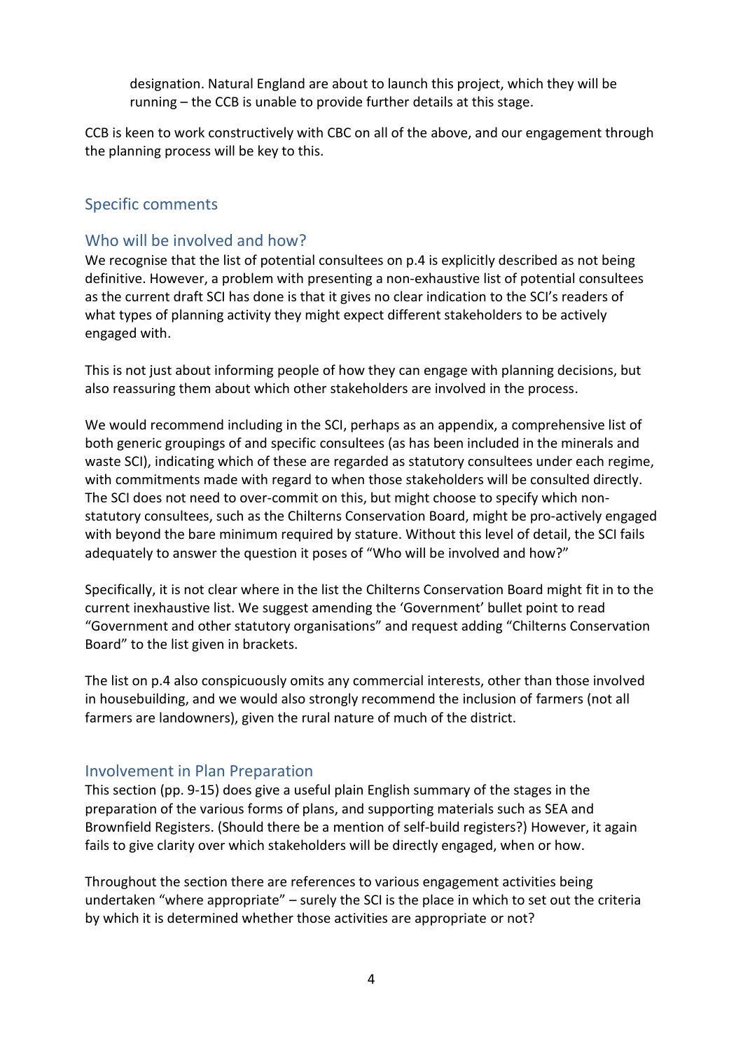designation. Natural England are about to launch this project, which they will be running – the CCB is unable to provide further details at this stage.

CCB is keen to work constructively with CBC on all of the above, and our engagement through the planning process will be key to this.

## Specific comments

### Who will be involved and how?

We recognise that the list of potential consultees on p.4 is explicitly described as not being definitive. However, a problem with presenting a non-exhaustive list of potential consultees as the current draft SCI has done is that it gives no clear indication to the SCI's readers of what types of planning activity they might expect different stakeholders to be actively engaged with.

This is not just about informing people of how they can engage with planning decisions, but also reassuring them about which other stakeholders are involved in the process.

We would recommend including in the SCI, perhaps as an appendix, a comprehensive list of both generic groupings of and specific consultees (as has been included in the minerals and waste SCI), indicating which of these are regarded as statutory consultees under each regime, with commitments made with regard to when those stakeholders will be consulted directly. The SCI does not need to over-commit on this, but might choose to specify which non-statutory consultees, such as the Chilterns Conservation Board, might be pro-actively engaged with beyond the bare minimum required by stature. Without this level of detail, the SCI fails adequately to answer the question it poses of "Who will be involved and how?"

Specifically, it is not clear where in the list the Chilterns Conservation Board might fit in to the current inexhaustive list. We suggest amending the 'Government' bullet point to read "Government and other statutory organisations" and request adding "Chilterns Conservation Board" to the list given in brackets.

The list on p.4 also conspicuously omits any commercial interests, other than those involved in housebuilding, and we would also strongly recommend the inclusion of farmers (not all farmers are landowners), given the rural nature of much of the district.

### Involvement in Plan Preparation

This section (pp. 9-15) does give a useful plain English summary of the stages in the preparation of the various forms of plans, and supporting materials such as SEA and Brownfield Registers. (Should there be a mention of self-build registers?) However, it again fails to give clarity over which stakeholders will be directly engaged, when or how.

Throughout the section there are references to various engagement activities being undertaken "where appropriate" – surely the SCI is the place in which to set out the criteria by which it is determined whether those activities are appropriate or not?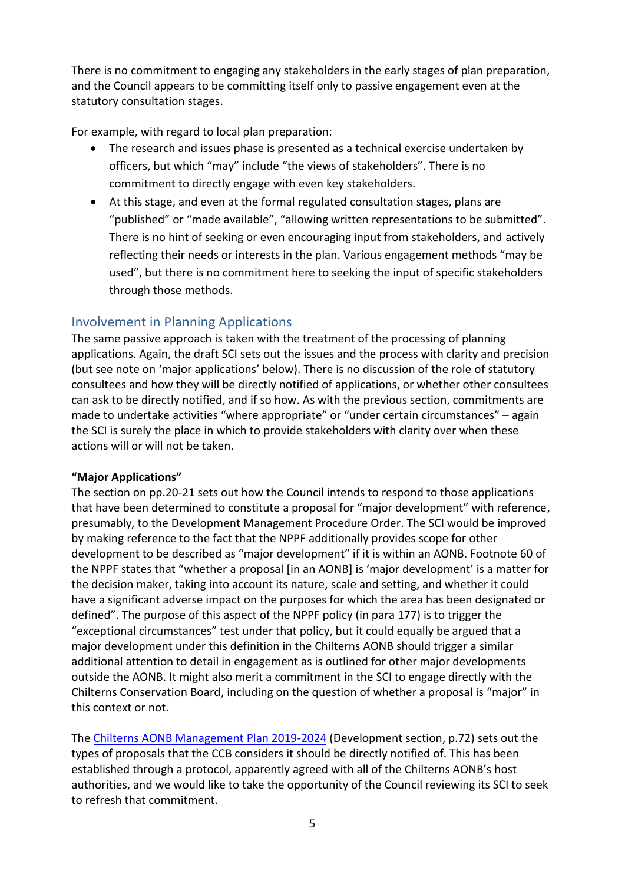There is no commitment to engaging any stakeholders in the early stages of plan preparation, and the Council appears to be committing itself only to passive engagement even at the statutory consultation stages.

For example, with regard to local plan preparation:

- The research and issues phase is presented as a technical exercise undertaken by officers, but which "may" include "the views of stakeholders". There is no commitment to directly engage with even key stakeholders.
- At this stage, and even at the formal regulated consultation stages, plans are "published" or "made available", "allowing written representations to be submitted". There is no hint of seeking or even encouraging input from stakeholders, and actively reflecting their needs or interests in the plan. Various engagement methods "may be used", but there is no commitment here to seeking the input of specific stakeholders through those methods.

## Involvement in Planning Applications

The same passive approach is taken with the treatment of the processing of planning applications. Again, the draft SCI sets out the issues and the process with clarity and precision (but see note on 'major applications' below). There is no discussion of the role of statutory consultees and how they will be directly notified of applications, or whether other consultees can ask to be directly notified, and if so how. As with the previous section, commitments are made to undertake activities "where appropriate" or "under certain circumstances" – again the SCI is surely the place in which to provide stakeholders with clarity over when these actions will or will not be taken.

**"Major Applications"**

The section on pp.20-21 sets out how the Council intends to respond to those applications that have been determined to constitute a proposal for "major development" with reference, presumably, to the Development Management Procedure Order. The SCI would be improved by making reference to the fact that the NPPF additionally provides scope for other development to be described as "major development" if it is within an AONB. Footnote 60 of the NPPF states that "whether a proposal [in an AONB] is 'major development' is a matter for the decision maker, taking into account its nature, scale and setting, and whether it could have a significant adverse impact on the purposes for which the area has been designated or defined". The purpose of this aspect of the NPPF policy (in para 177) is to trigger the "exceptional circumstances" test under that policy, but it could equally be argued that a major development under this definition in the Chilterns AONB should trigger a similar additional attention to detail in engagement as is outlined for other major developments outside the AONB. It might also merit a commitment in the SCI to engage directly with the Chilterns Conservation Board, including on the question of whether a proposal is "major" in this context or not.

The [Chilterns AONB Management Plan 2019-2024] (Development section, p.72) sets out the types of proposals that the CCB considers it should be directly notified of. This has been established through a protocol, apparently agreed with all of the Chilterns AONB's host authorities, and we would like to take the opportunity of the Council reviewing its SCI to seek to refresh that commitment.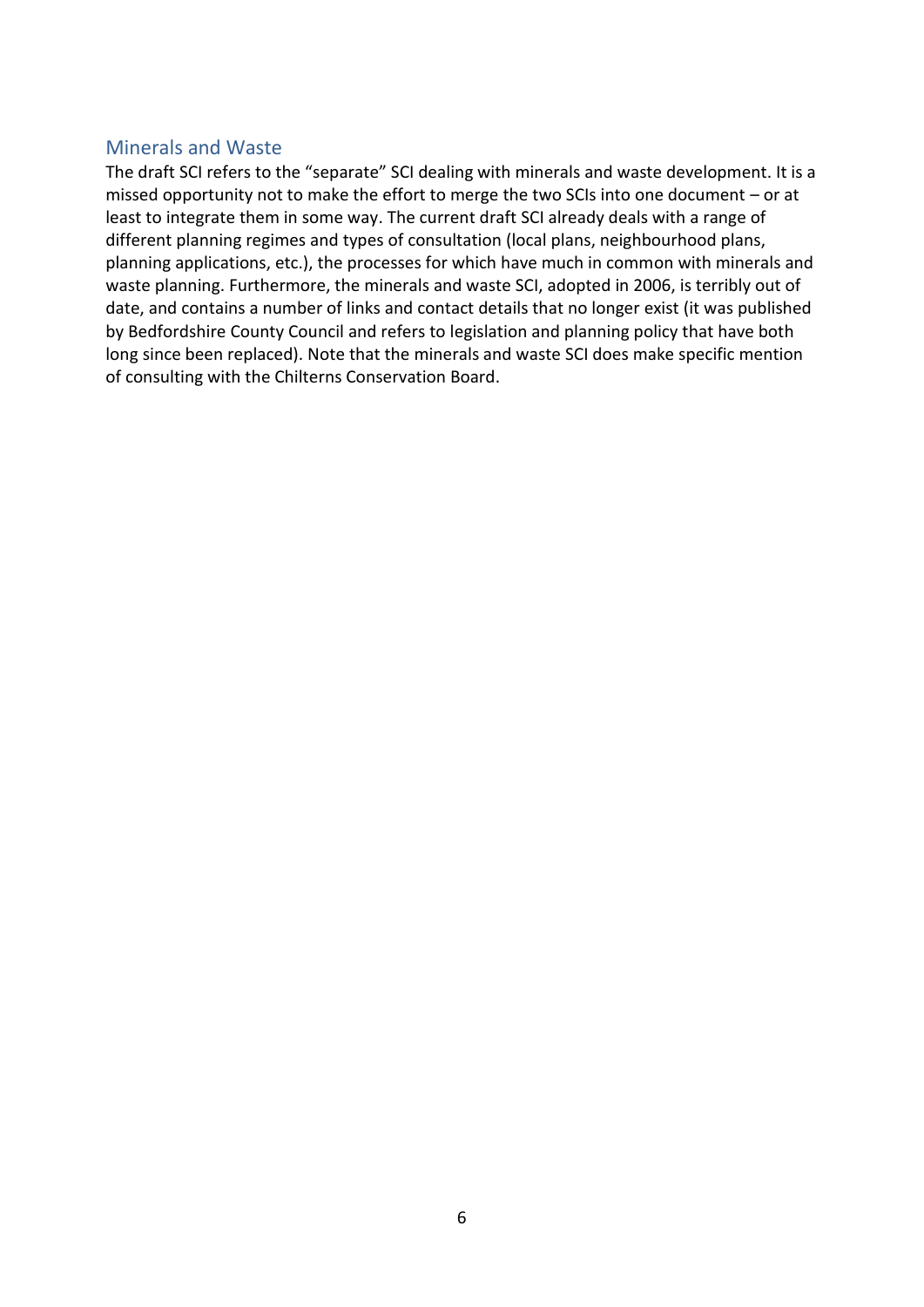## Minerals and Waste

The draft SCI refers to the "separate" SCI dealing with minerals and waste development. It is a missed opportunity not to make the effort to merge the two SCIs into one document – or at least to integrate them in some way. The current draft SCI already deals with a range of different planning regimes and types of consultation (local plans, neighbourhood plans, planning applications, etc.), the processes for which have much in common with minerals and waste planning. Furthermore, the minerals and waste SCI, adopted in 2006, is terribly out of date, and contains a number of links and contact details that no longer exist (it was published by Bedfordshire County Council and refers to legislation and planning policy that have both long since been replaced). Note that the minerals and waste SCI does make specific mention of consulting with the Chilterns Conservation Board.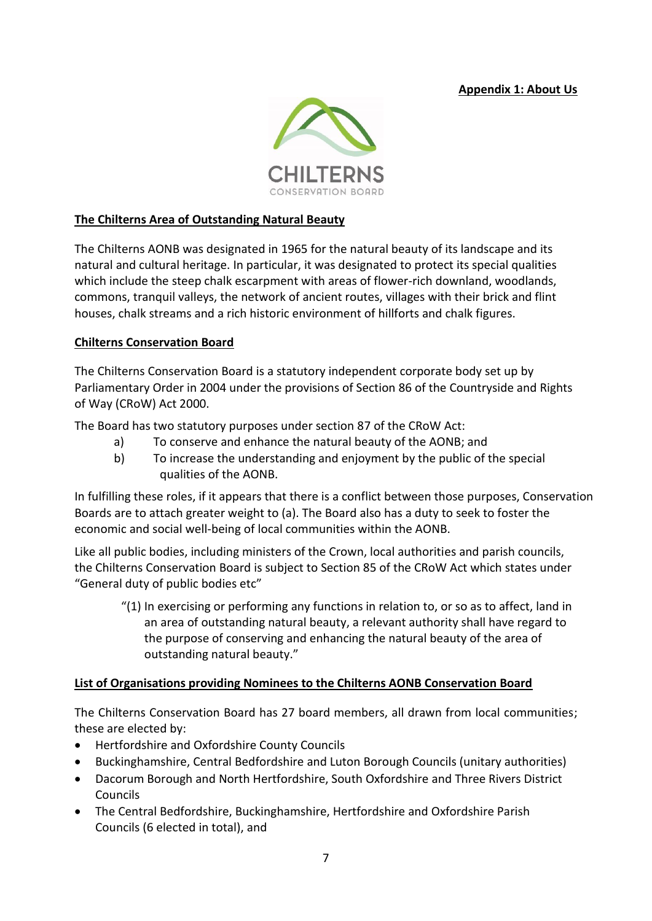**Appendix 1: About Us**

CHILTERNS
CONSERVATION BOARD

## The Chilterns Area of Outstanding Natural Beauty

The Chilterns AONB was designated in 1965 for the natural beauty of its landscape and its natural and cultural heritage. In particular, it was designated to protect its special qualities which include the steep chalk escarpment with areas of flower-rich downland, woodlands, commons, tranquil valleys, the network of ancient routes, villages with their brick and flint houses, chalk streams and a rich historic environment of hillforts and chalk figures.

## Chilterns Conservation Board

The Chilterns Conservation Board is a statutory independent corporate body set up by Parliamentary Order in 2004 under the provisions of Section 86 of the Countryside and Rights of Way (CRoW) Act 2000.

The Board has two statutory purposes under section 87 of the CRoW Act:

a) To conserve and enhance the natural beauty of the AONB; and

b) To increase the understanding and enjoyment by the public of the special qualities of the AONB.

In fulfilling these roles, if it appears that there is a conflict between those purposes, Conservation Boards are to attach greater weight to (a). The Board also has a duty to seek to foster the economic and social well-being of local communities within the AONB.

Like all public bodies, including ministers of the Crown, local authorities and parish councils, the Chilterns Conservation Board is subject to Section 85 of the CRoW Act which states under "General duty of public bodies etc"

> "(1) In exercising or performing any functions in relation to, or so as to affect, land in an area of outstanding natural beauty, a relevant authority shall have regard to the purpose of conserving and enhancing the natural beauty of the area of outstanding natural beauty."

## List of Organisations providing Nominees to the Chilterns AONB Conservation Board

The Chilterns Conservation Board has 27 board members, all drawn from local communities; these are elected by:

- Hertfordshire and Oxfordshire County Councils
- Buckinghamshire, Central Bedfordshire and Luton Borough Councils (unitary authorities)
- Dacorum Borough and North Hertfordshire, South Oxfordshire and Three Rivers District Councils
- The Central Bedfordshire, Buckinghamshire, Hertfordshire and Oxfordshire Parish Councils (6 elected in total), and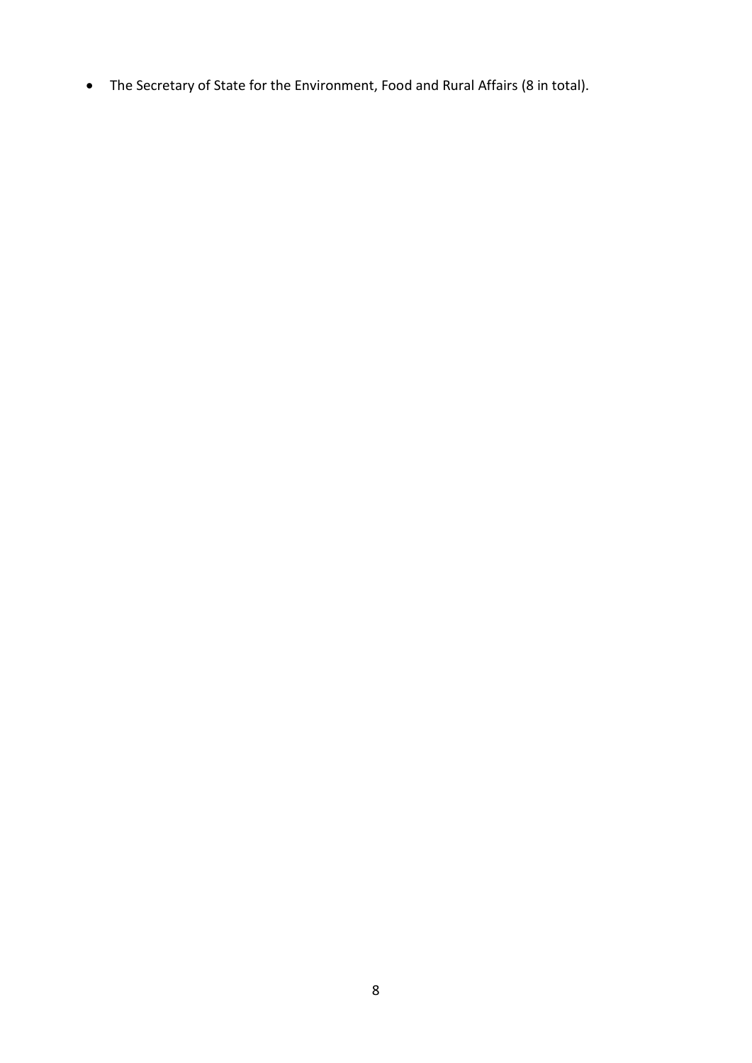- The Secretary of State for the Environment, Food and Rural Affairs (8 in total).